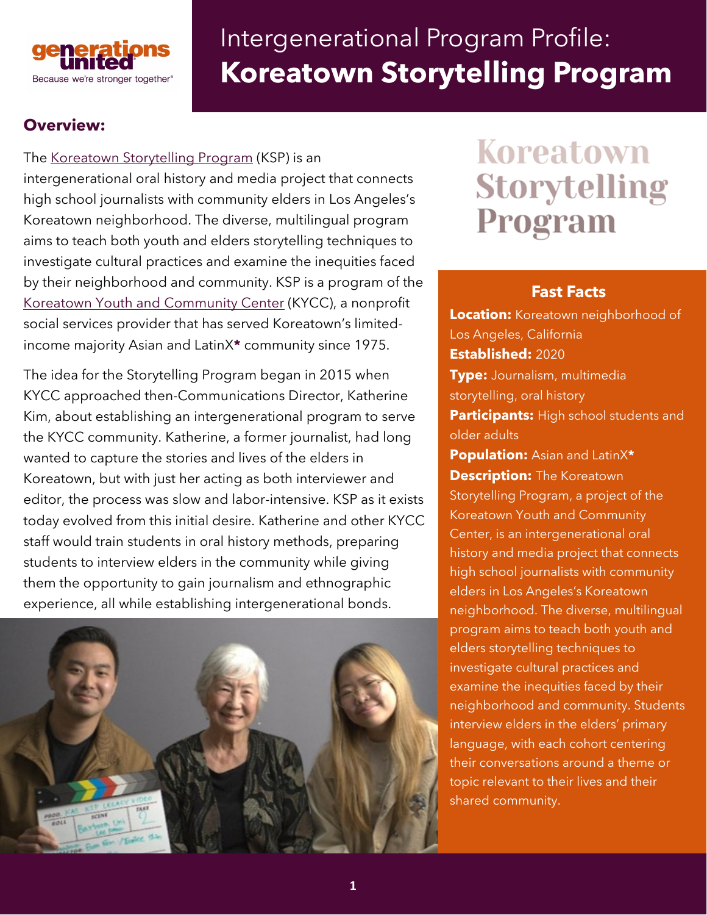# Intergenerational Program Profile: **Koreatown Storytelling Program**

## Overview:

The Koreatown Storytelling Program (KSP) is an intergenerational oral history and media project that connects high school journalists with community elders in Los Angeles's Koreatown neighborhood. The diverse, multilingual program aims to teach both youth and elders storytelling techniques to investigate cultural practices and examine the inequities faced by their neighborhood and community. KSP is a program of the Koreatown Youth and Community Center (KYCC), a nonprofit social services provider that has served Koreatown's limited-income majority Asian and LatinX* community since 1975.

The idea for the Storytelling Program began in 2015 when KYCC approached then-Communications Director, Katherine Kim, about establishing an intergenerational program to serve the KYCC community. Katherine, a former journalist, had long wanted to capture the stories and lives of the elders in Koreatown, but with just her acting as both interviewer and editor, the process was slow and labor-intensive. KSP as it exists today evolved from this initial desire. Katherine and other KYCC staff would train students in oral history methods, preparing students to interview elders in the community while giving them the opportunity to gain journalism and ethnographic experience, all while establishing intergenerational bonds.

# Koreatown Storytelling Program

### Fast Facts

**Location:** Koreatown neighborhood of Los Angeles, California

**Established:** 2020

**Type:** Journalism, multimedia storytelling, oral history

**Participants:** High school students and older adults

**Population:** Asian and LatinX*

**Description:** The Koreatown Storytelling Program, a project of the Koreatown Youth and Community Center, is an intergenerational oral history and media project that connects high school journalists with community elders in Los Angeles's Koreatown neighborhood. The diverse, multilingual program aims to teach both youth and elders storytelling techniques to investigate cultural practices and examine the inequities faced by their neighborhood and community. Students interview elders in the elders' primary language, with each cohort centering their conversations around a theme or topic relevant to their lives and their shared community.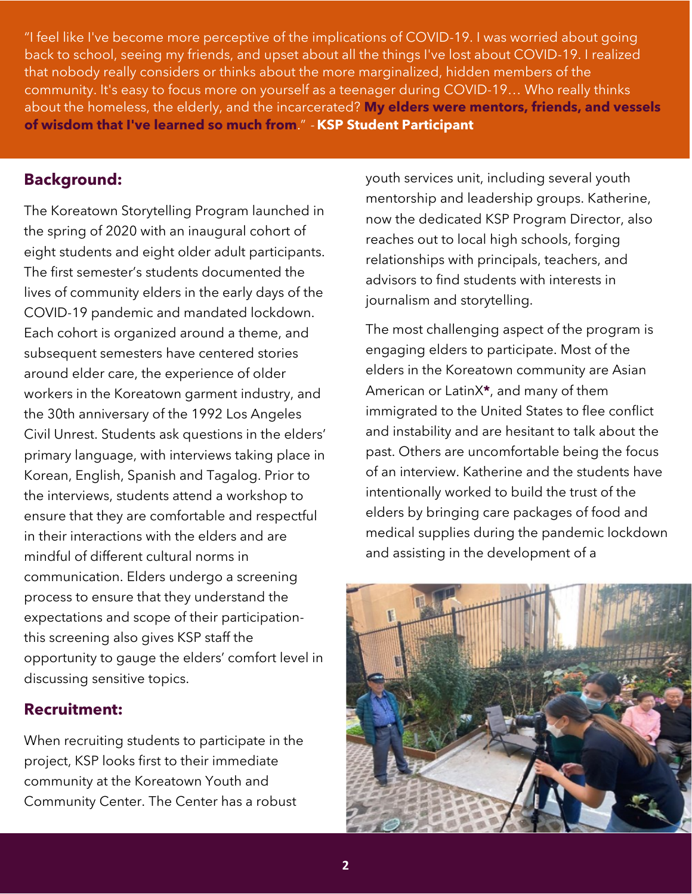"I feel like I've become more perceptive of the implications of COVID-19. I was worried about going back to school, seeing my friends, and upset about all the things I've lost about COVID-19. I realized that nobody really considers or thinks about the more marginalized, hidden members of the community. It's easy to focus more on yourself as a teenager during COVID-19… Who really thinks about the homeless, the elderly, and the incarcerated? **My elders were mentors, friends, and vessels of wisdom that I've learned so much from**." - **KSP Student Participant**

## Background:

The Koreatown Storytelling Program launched in the spring of 2020 with an inaugural cohort of eight students and eight older adult participants. The first semester's students documented the lives of community elders in the early days of the COVID-19 pandemic and mandated lockdown. Each cohort is organized around a theme, and subsequent semesters have centered stories around elder care, the experience of older workers in the Koreatown garment industry, and the 30th anniversary of the 1992 Los Angeles Civil Unrest. Students ask questions in the elders' primary language, with interviews taking place in Korean, English, Spanish and Tagalog. Prior to the interviews, students attend a workshop to ensure that they are comfortable and respectful in their interactions with the elders and are mindful of different cultural norms in communication. Elders undergo a screening process to ensure that they understand the expectations and scope of their participation- this screening also gives KSP staff the opportunity to gauge the elders' comfort level in discussing sensitive topics.

## Recruitment:

When recruiting students to participate in the project, KSP looks first to their immediate community at the Koreatown Youth and Community Center. The Center has a robust youth services unit, including several youth mentorship and leadership groups. Katherine, now the dedicated KSP Program Director, also reaches out to local high schools, forging relationships with principals, teachers, and advisors to find students with interests in journalism and storytelling.

The most challenging aspect of the program is engaging elders to participate. Most of the elders in the Koreatown community are Asian American or LatinX**\***, and many of them immigrated to the United States to flee conflict and instability and are hesitant to talk about the past. Others are uncomfortable being the focus of an interview. Katherine and the students have intentionally worked to build the trust of the elders by bringing care packages of food and medical supplies during the pandemic lockdown and assisting in the development of a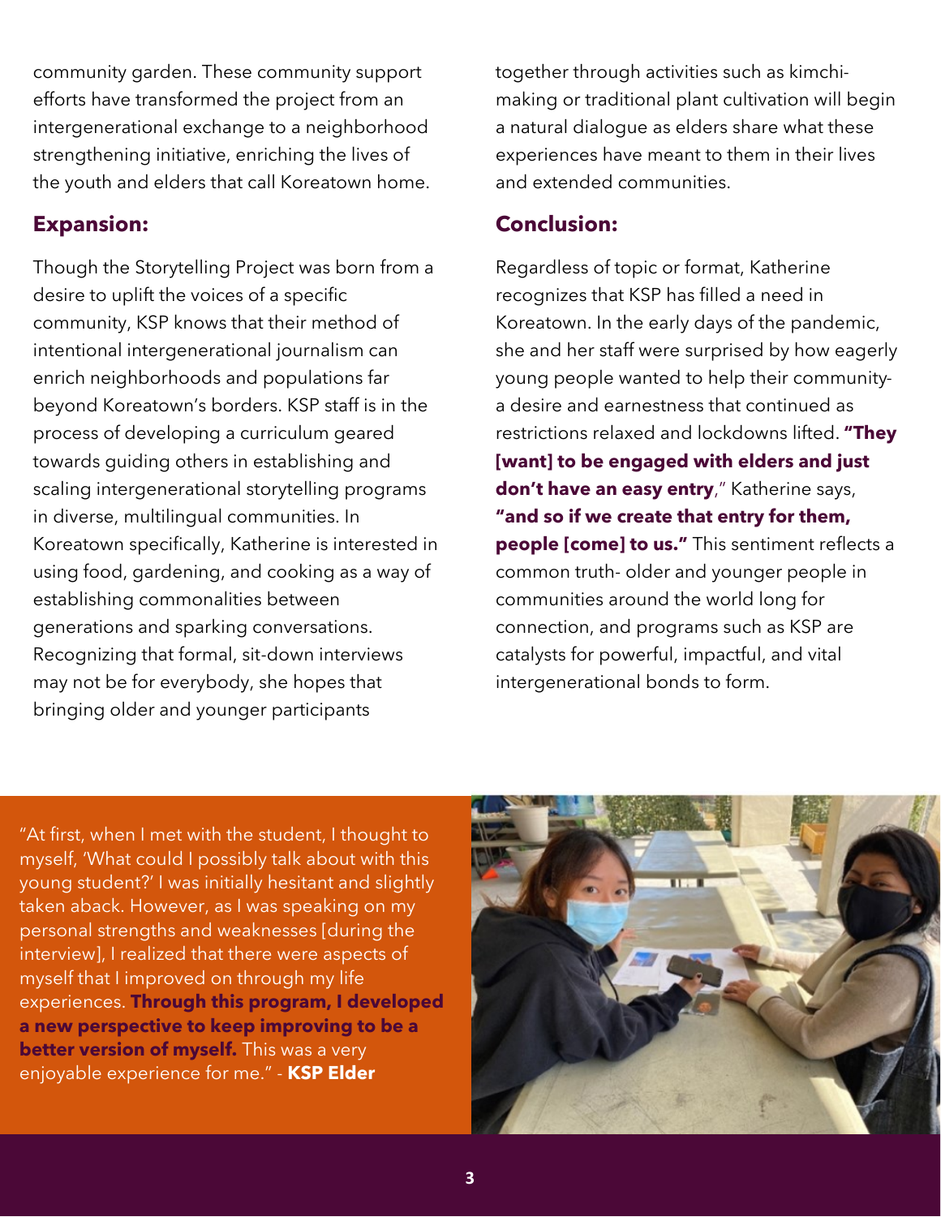community garden. These community support efforts have transformed the project from an intergenerational exchange to a neighborhood strengthening initiative, enriching the lives of the youth and elders that call Koreatown home.

## Expansion:

Though the Storytelling Project was born from a desire to uplift the voices of a specific community, KSP knows that their method of intentional intergenerational journalism can enrich neighborhoods and populations far beyond Koreatown's borders. KSP staff is in the process of developing a curriculum geared towards guiding others in establishing and scaling intergenerational storytelling programs in diverse, multilingual communities. In Koreatown specifically, Katherine is interested in using food, gardening, and cooking as a way of establishing commonalities between generations and sparking conversations. Recognizing that formal, sit-down interviews may not be for everybody, she hopes that bringing older and younger participants together through activities such as kimchi-making or traditional plant cultivation will begin a natural dialogue as elders share what these experiences have meant to them in their lives and extended communities.

## Conclusion:

Regardless of topic or format, Katherine recognizes that KSP has filled a need in Koreatown. In the early days of the pandemic, she and her staff were surprised by how eagerly young people wanted to help their community- a desire and earnestness that continued as restrictions relaxed and lockdowns lifted. **"They [want] to be engaged with elders and just don't have an easy entry**," Katherine says, **"and so if we create that entry for them, people [come] to us."** This sentiment reflects a common truth- older and younger people in communities around the world long for connection, and programs such as KSP are catalysts for powerful, impactful, and vital intergenerational bonds to form.

"At first, when I met with the student, I thought to myself, 'What could I possibly talk about with this young student?' I was initially hesitant and slightly taken aback. However, as I was speaking on my personal strengths and weaknesses [during the interview], I realized that there were aspects of myself that I improved on through my life experiences. **Through this program, I developed a new perspective to keep improving to be a better version of myself.** This was a very enjoyable experience for me." - **KSP Elder**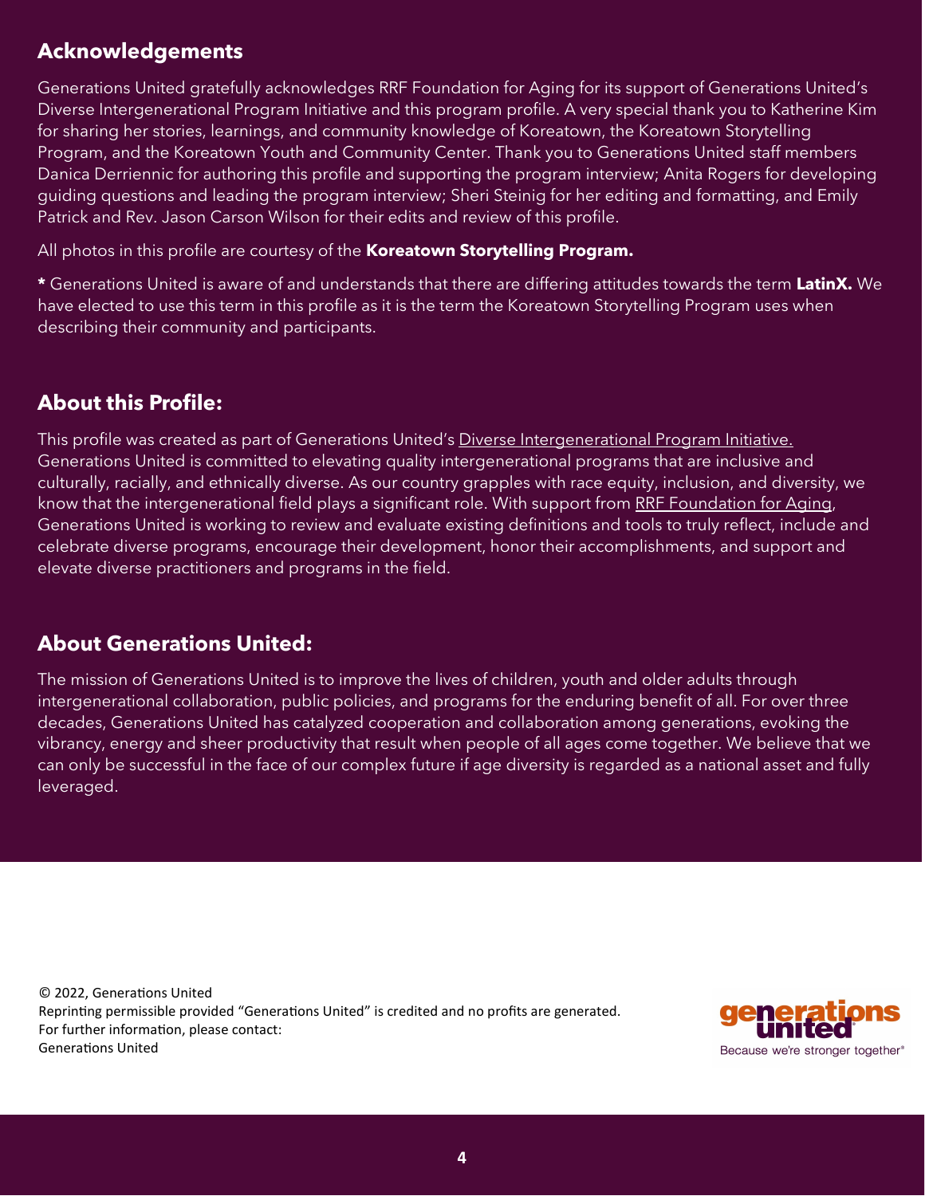## Acknowledgements

Generations United gratefully acknowledges RRF Foundation for Aging for its support of Generations United's Diverse Intergenerational Program Initiative and this program profile. A very special thank you to Katherine Kim for sharing her stories, learnings, and community knowledge of Koreatown, the Koreatown Storytelling Program, and the Koreatown Youth and Community Center. Thank you to Generations United staff members Danica Derriennic for authoring this profile and supporting the program interview; Anita Rogers for developing guiding questions and leading the program interview; Sheri Steinig for her editing and formatting, and Emily Patrick and Rev. Jason Carson Wilson for their edits and review of this profile.

All photos in this profile are courtesy of the **Koreatown Storytelling Program.**

**\*** Generations United is aware of and understands that there are differing attitudes towards the term **LatinX.** We have elected to use this term in this profile as it is the term the Koreatown Storytelling Program uses when describing their community and participants.

## About this Profile:

This profile was created as part of Generations United's Diverse Intergenerational Program Initiative. Generations United is committed to elevating quality intergenerational programs that are inclusive and culturally, racially, and ethnically diverse. As our country grapples with race equity, inclusion, and diversity, we know that the intergenerational field plays a significant role. With support from RRF Foundation for Aging, Generations United is working to review and evaluate existing definitions and tools to truly reflect, include and celebrate diverse programs, encourage their development, honor their accomplishments, and support and elevate diverse practitioners and programs in the field.

## About Generations United:

The mission of Generations United is to improve the lives of children, youth and older adults through intergenerational collaboration, public policies, and programs for the enduring benefit of all. For over three decades, Generations United has catalyzed cooperation and collaboration among generations, evoking the vibrancy, energy and sheer productivity that result when people of all ages come together. We believe that we can only be successful in the face of our complex future if age diversity is regarded as a national asset and fully leveraged.

© 2022, Generations United
Reprinting permissible provided "Generations United" is credited and no profits are generated.
For further information, please contact:
Generations United

generations united
Because we're stronger together®